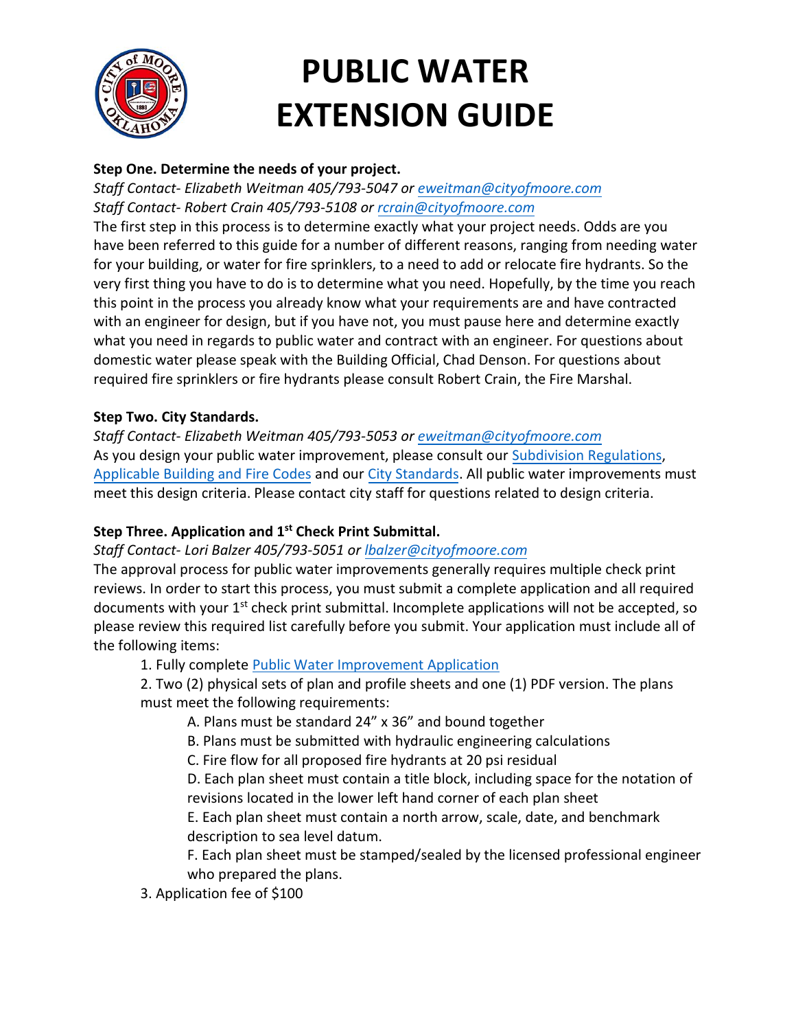# PUBLIC WATER EXTENSION GUIDE

**Step One. Determine the needs of your project.**

*Staff Contact- Elizabeth Weitman 405/793-5047 or eweitman@cityofmoore.com*
*Staff Contact- Robert Crain 405/793-5108 or rcrain@cityofmoore.com*

The first step in this process is to determine exactly what your project needs. Odds are you have been referred to this guide for a number of different reasons, ranging from needing water for your building, or water for fire sprinklers, to a need to add or relocate fire hydrants. So the very first thing you have to do is to determine what you need. Hopefully, by the time you reach this point in the process you already know what your requirements are and have contracted with an engineer for design, but if you have not, you must pause here and determine exactly what you need in regards to public water and contract with an engineer. For questions about domestic water please speak with the Building Official, Chad Denson. For questions about required fire sprinklers or fire hydrants please consult Robert Crain, the Fire Marshal.

**Step Two. City Standards.**

*Staff Contact- Elizabeth Weitman 405/793-5053 or eweitman@cityofmoore.com*

As you design your public water improvement, please consult our Subdivision Regulations, Applicable Building and Fire Codes and our City Standards. All public water improvements must meet this design criteria. Please contact city staff for questions related to design criteria.

**Step Three. Application and 1st Check Print Submittal.**

*Staff Contact- Lori Balzer 405/793-5051 or lbalzer@cityofmoore.com*

The approval process for public water improvements generally requires multiple check print reviews. In order to start this process, you must submit a complete application and all required documents with your 1st check print submittal. Incomplete applications will not be accepted, so please review this required list carefully before you submit. Your application must include all of the following items:

1. Fully complete Public Water Improvement Application
2. Two (2) physical sets of plan and profile sheets and one (1) PDF version. The plans must meet the following requirements:
   - A. Plans must be standard 24" x 36" and bound together
   - B. Plans must be submitted with hydraulic engineering calculations
   - C. Fire flow for all proposed fire hydrants at 20 psi residual
   - D. Each plan sheet must contain a title block, including space for the notation of revisions located in the lower left hand corner of each plan sheet
   - E. Each plan sheet must contain a north arrow, scale, date, and benchmark description to sea level datum.
   - F. Each plan sheet must be stamped/sealed by the licensed professional engineer who prepared the plans.
3. Application fee of $100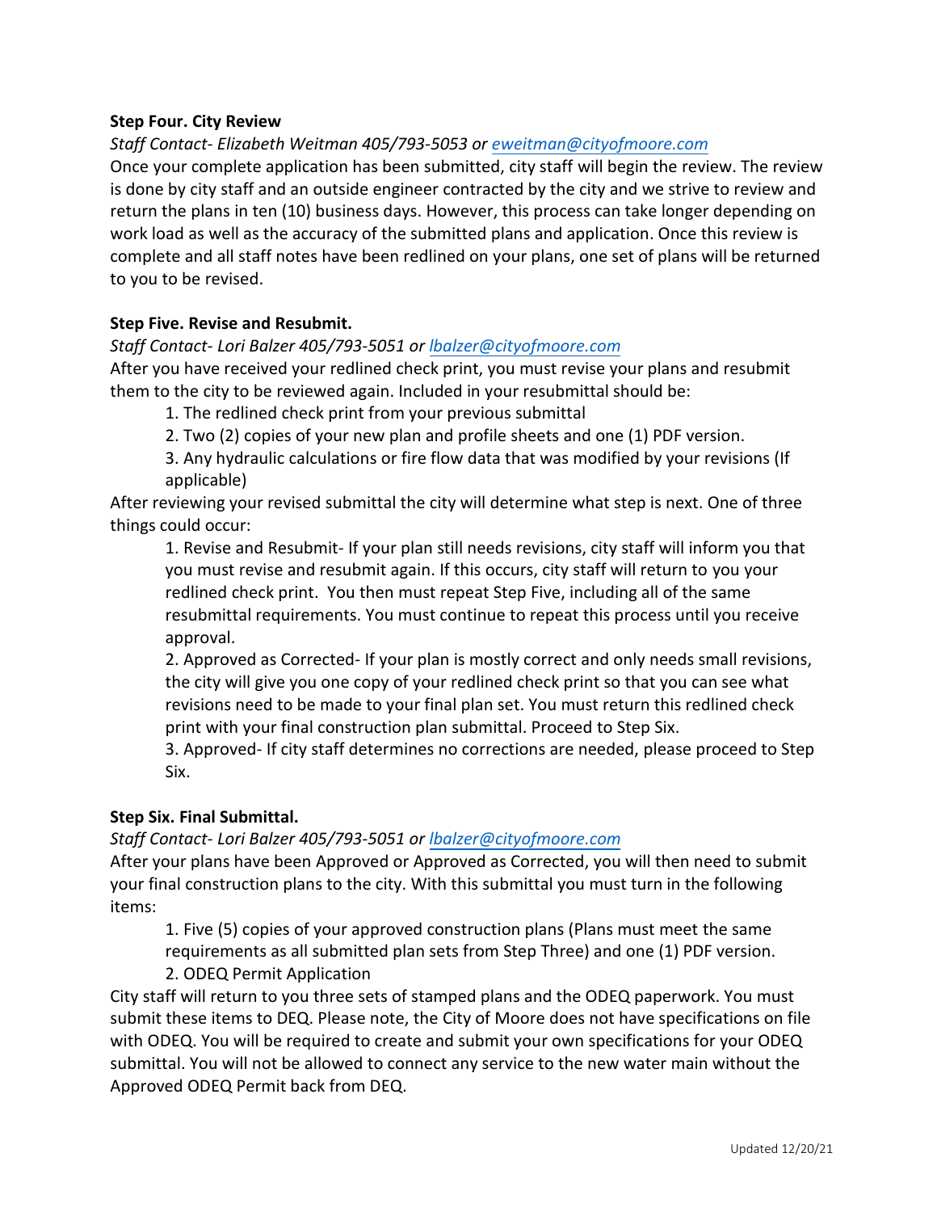**Step Four. City Review**

*Staff Contact- Elizabeth Weitman 405/793-5053 or [eweitman@cityofmoore.com](mailto:eweitman@cityofmoore.com)*

Once your complete application has been submitted, city staff will begin the review. The review is done by city staff and an outside engineer contracted by the city and we strive to review and return the plans in ten (10) business days. However, this process can take longer depending on work load as well as the accuracy of the submitted plans and application. Once this review is complete and all staff notes have been redlined on your plans, one set of plans will be returned to you to be revised.

**Step Five. Revise and Resubmit.**

*Staff Contact- Lori Balzer 405/793-5051 or [lbalzer@cityofmoore.com](mailto:lbalzer@cityofmoore.com)*

After you have received your redlined check print, you must revise your plans and resubmit them to the city to be reviewed again. Included in your resubmittal should be:

1. The redlined check print from your previous submittal
2. Two (2) copies of your new plan and profile sheets and one (1) PDF version.
3. Any hydraulic calculations or fire flow data that was modified by your revisions (If applicable)

After reviewing your revised submittal the city will determine what step is next. One of three things could occur:

1. Revise and Resubmit- If your plan still needs revisions, city staff will inform you that you must revise and resubmit again. If this occurs, city staff will return to you your redlined check print. You then must repeat Step Five, including all of the same resubmittal requirements. You must continue to repeat this process until you receive approval.
2. Approved as Corrected- If your plan is mostly correct and only needs small revisions, the city will give you one copy of your redlined check print so that you can see what revisions need to be made to your final plan set. You must return this redlined check print with your final construction plan submittal. Proceed to Step Six.
3. Approved- If city staff determines no corrections are needed, please proceed to Step Six.

**Step Six. Final Submittal.**

*Staff Contact- Lori Balzer 405/793-5051 or [lbalzer@cityofmoore.com](mailto:lbalzer@cityofmoore.com)*

After your plans have been Approved or Approved as Corrected, you will then need to submit your final construction plans to the city. With this submittal you must turn in the following items:

1. Five (5) copies of your approved construction plans (Plans must meet the same requirements as all submitted plan sets from Step Three) and one (1) PDF version.
2. ODEQ Permit Application

City staff will return to you three sets of stamped plans and the ODEQ paperwork. You must submit these items to DEQ. Please note, the City of Moore does not have specifications on file with ODEQ. You will be required to create and submit your own specifications for your ODEQ submittal. You will not be allowed to connect any service to the new water main without the Approved ODEQ Permit back from DEQ.

Updated 12/20/21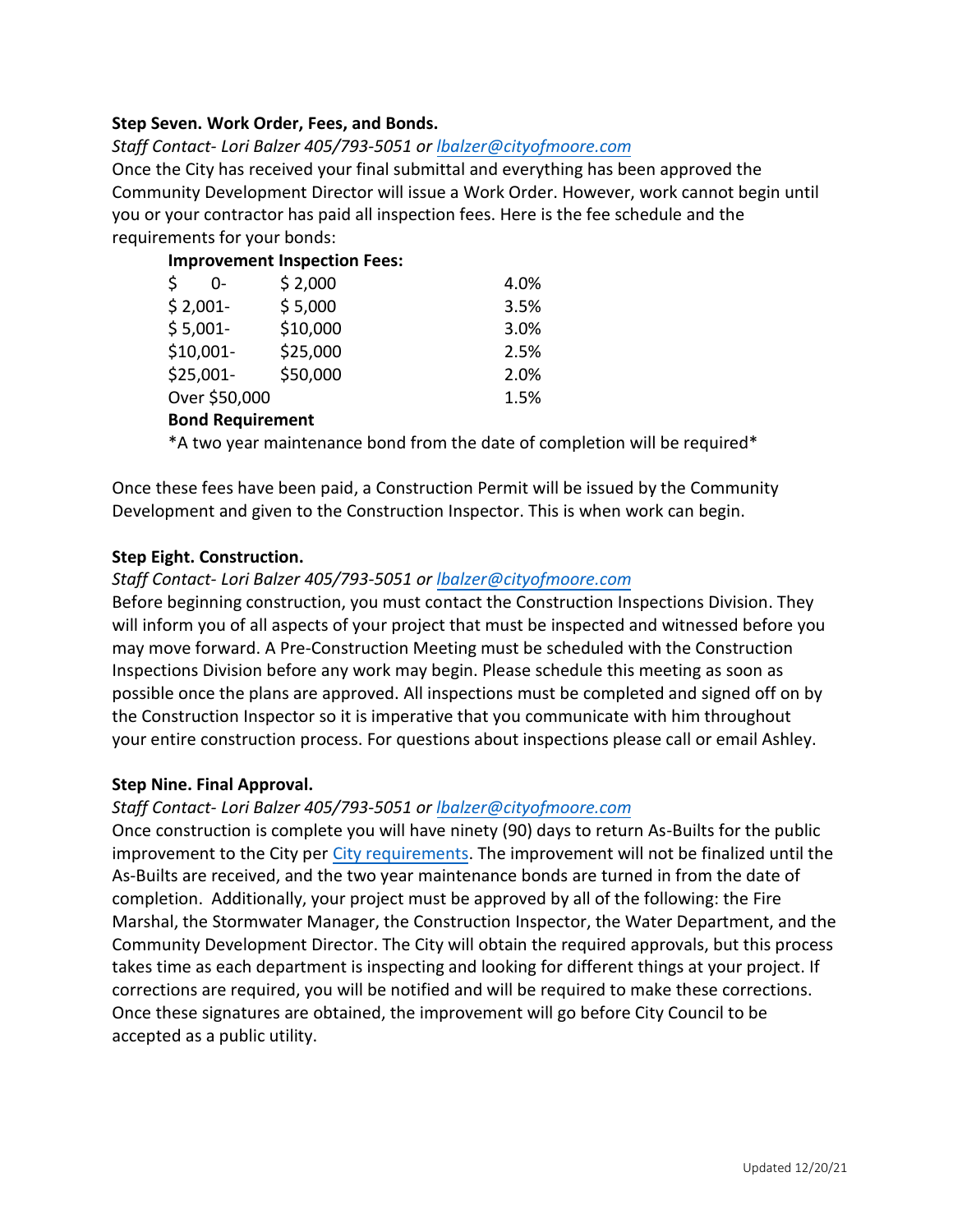**Step Seven. Work Order, Fees, and Bonds.**

*Staff Contact- Lori Balzer 405/793-5051 or lbalzer@cityofmoore.com*

Once the City has received your final submittal and everything has been approved the Community Development Director will issue a Work Order. However, work cannot begin until you or your contractor has paid all inspection fees. Here is the fee schedule and the requirements for your bonds:

**Improvement Inspection Fees:**

| | | |
|---|---|---|
| $ 0- | $ 2,000 | 4.0% |
| $ 2,001- | $ 5,000 | 3.5% |
| $ 5,001- | $10,000 | 3.0% |
| $10,001- | $25,000 | 2.5% |
| $25,001- | $50,000 | 2.0% |
| Over $50,000 | | 1.5% |

**Bond Requirement**

*A two year maintenance bond from the date of completion will be required*

Once these fees have been paid, a Construction Permit will be issued by the Community Development and given to the Construction Inspector. This is when work can begin.

**Step Eight. Construction.**

*Staff Contact- Lori Balzer 405/793-5051 or lbalzer@cityofmoore.com*

Before beginning construction, you must contact the Construction Inspections Division. They will inform you of all aspects of your project that must be inspected and witnessed before you may move forward. A Pre-Construction Meeting must be scheduled with the Construction Inspections Division before any work may begin. Please schedule this meeting as soon as possible once the plans are approved. All inspections must be completed and signed off on by the Construction Inspector so it is imperative that you communicate with him throughout your entire construction process. For questions about inspections please call or email Ashley.

**Step Nine. Final Approval.**

*Staff Contact- Lori Balzer 405/793-5051 or lbalzer@cityofmoore.com*

Once construction is complete you will have ninety (90) days to return As-Builts for the public improvement to the City per City requirements. The improvement will not be finalized until the As-Builts are received, and the two year maintenance bonds are turned in from the date of completion. Additionally, your project must be approved by all of the following: the Fire Marshal, the Stormwater Manager, the Construction Inspector, the Water Department, and the Community Development Director. The City will obtain the required approvals, but this process takes time as each department is inspecting and looking for different things at your project. If corrections are required, you will be notified and will be required to make these corrections. Once these signatures are obtained, the improvement will go before City Council to be accepted as a public utility.

Updated 12/20/21